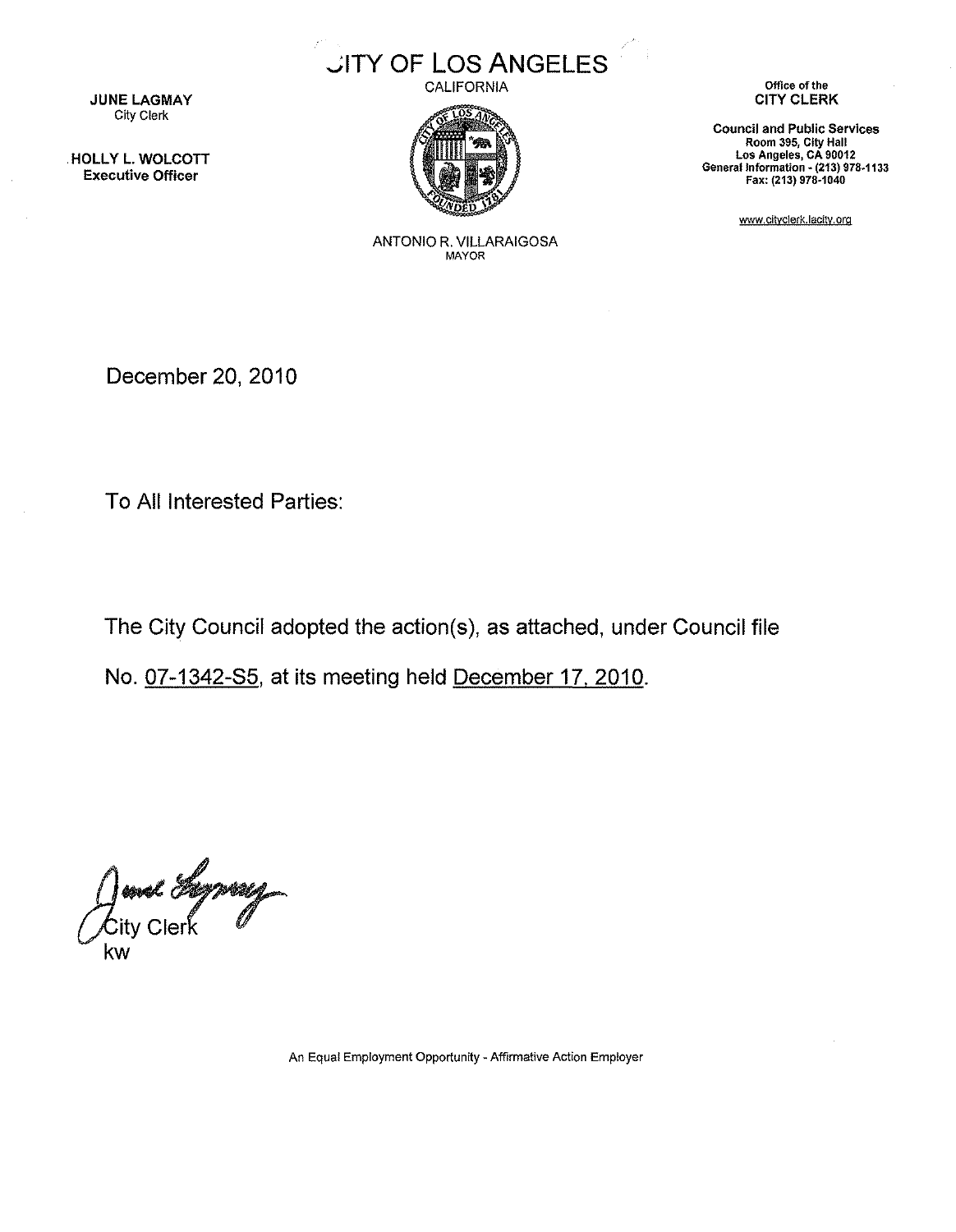# CITY OF LOS ANGELES

CALIFORNIA

**JUNE LAGMAY**
City Clerk

**HOLLY L. WOLCOTT**
**Executive Officer**

ANTONIO R. VILLARAIGOSA
MAYOR

Office of the
**CITY CLERK**

**Council and Public Services**
**Room 395, City Hall**
**Los Angeles, CA 90012**
**General Information - (213) 978-1133**
**Fax: (213) 978-1040**

www.cityclerk.lacity.org

December 20, 2010

To All Interested Parties:

The City Council adopted the action(s), as attached, under Council file No. 07-1342-S5, at its meeting held December 17, 2010.

City Clerk
kw

An Equal Employment Opportunity - Affirmative Action Employer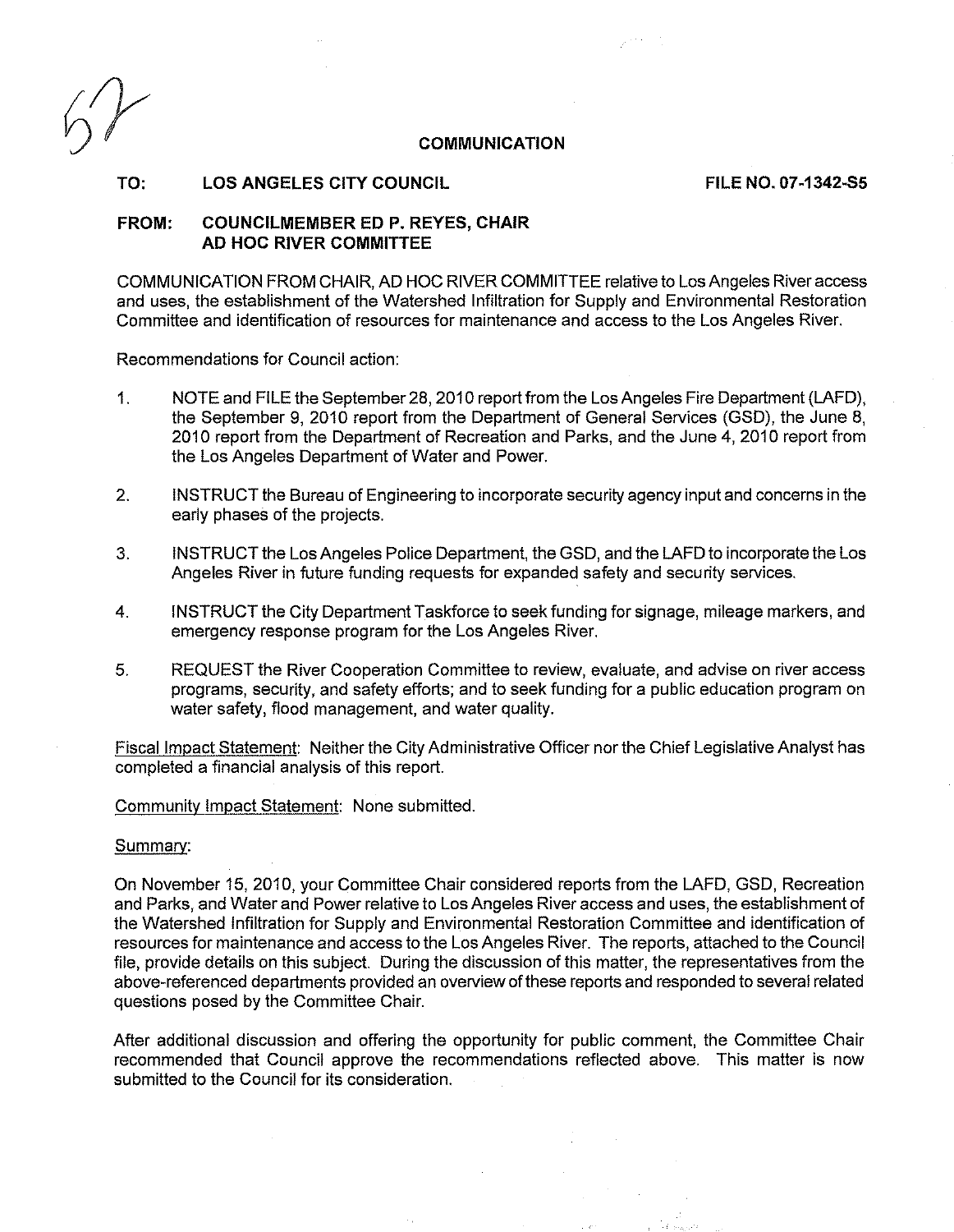## COMMUNICATION

**TO: LOS ANGELES CITY COUNCIL** **FILE NO. 07-1342-S5**

**FROM: COUNCILMEMBER ED P. REYES, CHAIR AD HOC RIVER COMMITTEE**

COMMUNICATION FROM CHAIR, AD HOC RIVER COMMITTEE relative to Los Angeles River access and uses, the establishment of the Watershed Infiltration for Supply and Environmental Restoration Committee and identification of resources for maintenance and access to the Los Angeles River.

Recommendations for Council action:

1. NOTE and FILE the September 28, 2010 report from the Los Angeles Fire Department (LAFD), the September 9, 2010 report from the Department of General Services (GSD), the June 8, 2010 report from the Department of Recreation and Parks, and the June 4, 2010 report from the Los Angeles Department of Water and Power.

2. INSTRUCT the Bureau of Engineering to incorporate security agency input and concerns in the early phases of the projects.

3. INSTRUCT the Los Angeles Police Department, the GSD, and the LAFD to incorporate the Los Angeles River in future funding requests for expanded safety and security services.

4. INSTRUCT the City Department Taskforce to seek funding for signage, mileage markers, and emergency response program for the Los Angeles River.

5. REQUEST the River Cooperation Committee to review, evaluate, and advise on river access programs, security, and safety efforts; and to seek funding for a public education program on water safety, flood management, and water quality.

Fiscal Impact Statement: Neither the City Administrative Officer nor the Chief Legislative Analyst has completed a financial analysis of this report.

Community Impact Statement: None submitted.

Summary:

On November 15, 2010, your Committee Chair considered reports from the LAFD, GSD, Recreation and Parks, and Water and Power relative to Los Angeles River access and uses, the establishment of the Watershed Infiltration for Supply and Environmental Restoration Committee and identification of resources for maintenance and access to the Los Angeles River. The reports, attached to the Council file, provide details on this subject. During the discussion of this matter, the representatives from the above-referenced departments provided an overview of these reports and responded to several related questions posed by the Committee Chair.

After additional discussion and offering the opportunity for public comment, the Committee Chair recommended that Council approve the recommendations reflected above. This matter is now submitted to the Council for its consideration.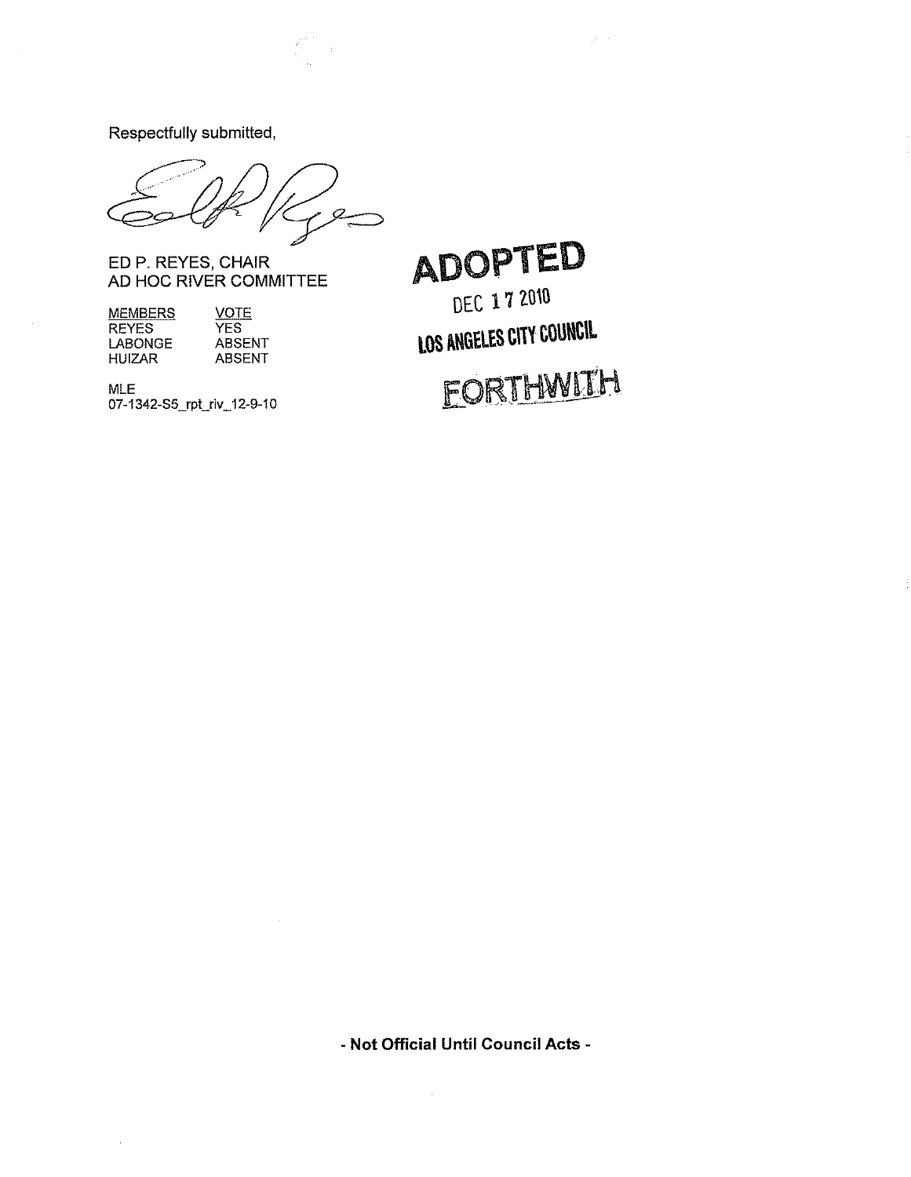Respectfully submitted,

ED P. REYES, CHAIR
AD HOC RIVER COMMITTEE

| MEMBERS | VOTE |
| --- | --- |
| REYES | YES |
| LABONGE | ABSENT |
| HUIZAR | ABSENT |

MLE
07-1342-S5_rpt_riv_12-9-10

**ADOPTED**

DEC 17 2010

**LOS ANGELES CITY COUNCIL**

FORTHWITH

**- Not Official Until Council Acts -**